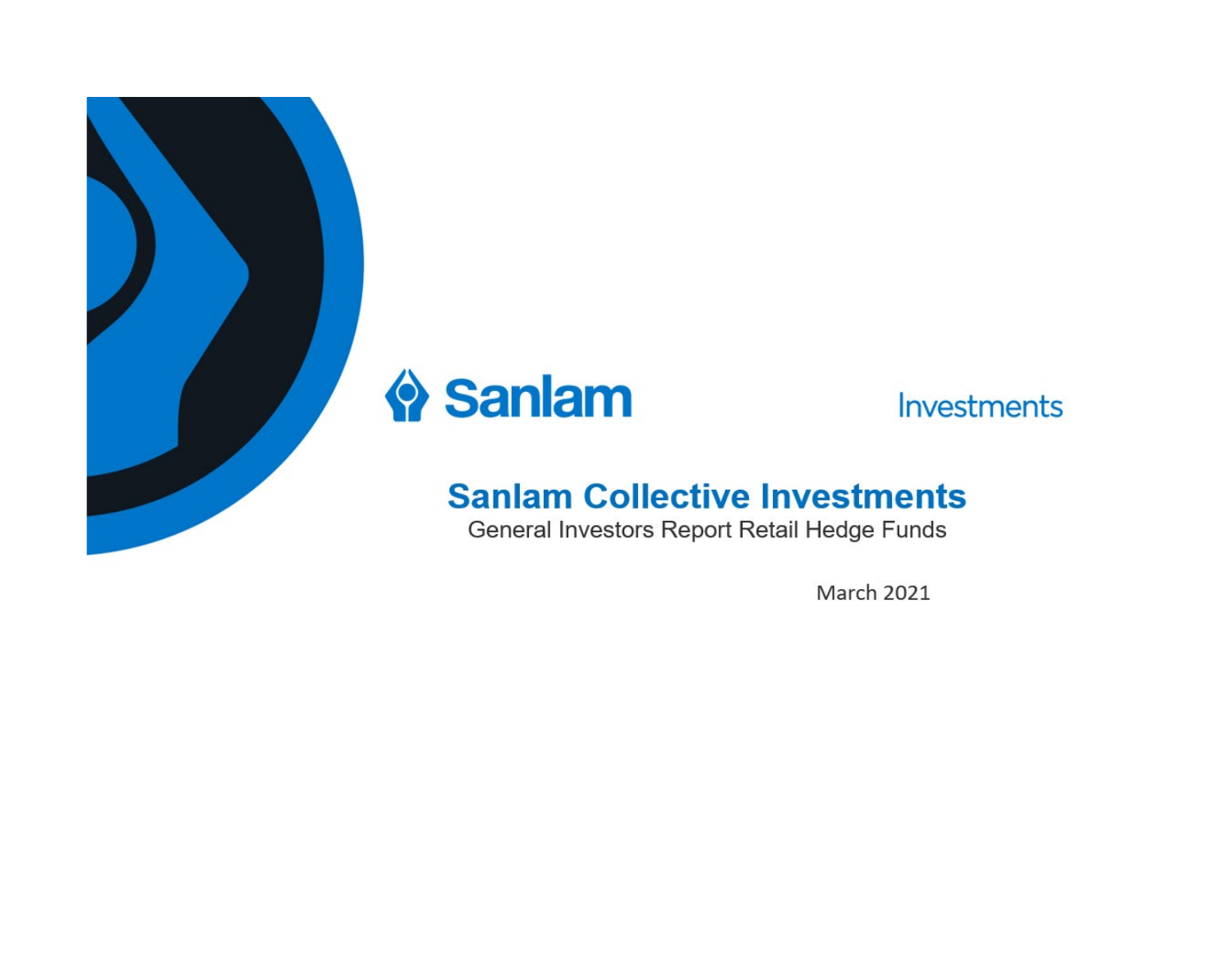Sanlam

Investments

# Sanlam Collective Investments

General Investors Report Retail Hedge Funds

March 2021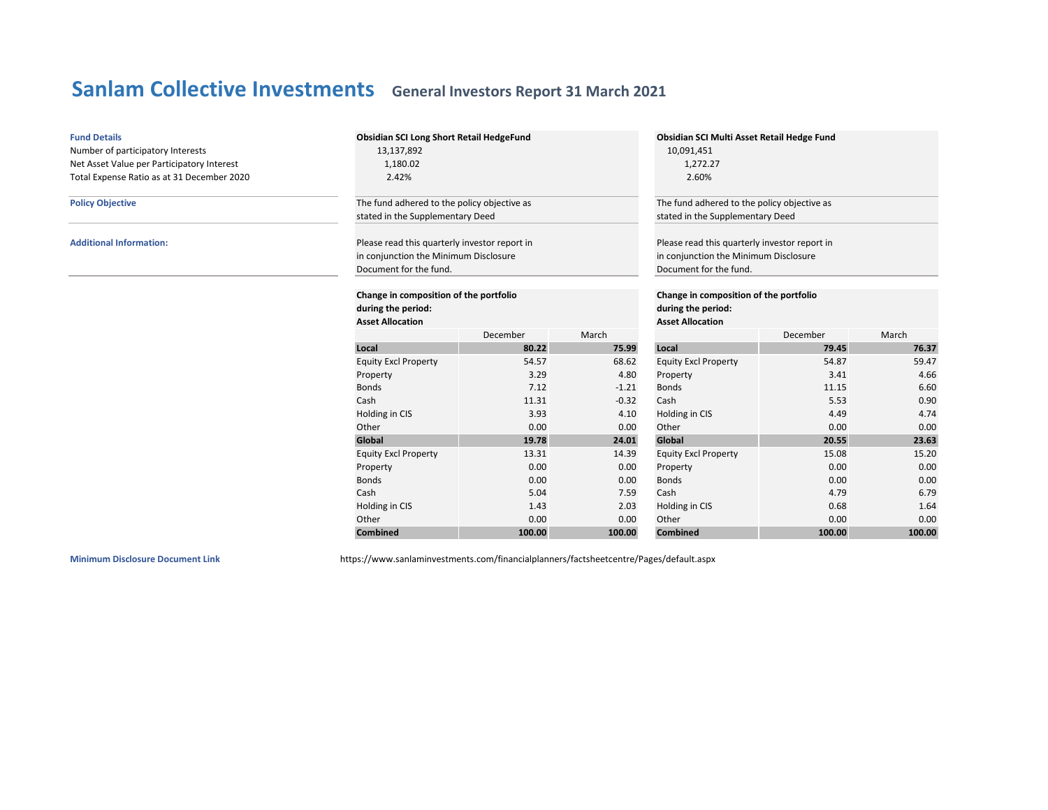# Sanlam Collective Investments

## General Investors Report 31 March 2021

| Fund Details | Obsidian SCI Long Short Retail HedgeFund | Obsidian SCI Multi Asset Retail Hedge Fund |
|---|---|---|
| Number of participatory Interests | 13,137,892 | 10,091,451 |
| Net Asset Value per Participatory Interest | 1,180.02 | 1,272.27 |
| Total Expense Ratio as at 31 December 2020 | 2.42% | 2.60% |
| **Policy Objective** | The fund adhered to the policy objective as stated in the Supplementary Deed | The fund adhered to the policy objective as stated in the Supplementary Deed |
| **Additional Information:** | Please read this quarterly investor report in in conjunction the Minimum Disclosure Document for the fund. | Please read this quarterly investor report in in conjunction the Minimum Disclosure Document for the fund. |

**Obsidian SCI Long Short Retail HedgeFund**

**Change in composition of the portfolio during the period:**
**Asset Allocation**

| | December | March |
|---|---|---|
| **Local** | **80.22** | **75.99** |
| Equity Excl Property | 54.57 | 68.62 |
| Property | 3.29 | 4.80 |
| Bonds | 7.12 | -1.21 |
| Cash | 11.31 | -0.32 |
| Holding in CIS | 3.93 | 4.10 |
| Other | 0.00 | 0.00 |
| **Global** | **19.78** | **24.01** |
| Equity Excl Property | 13.31 | 14.39 |
| Property | 0.00 | 0.00 |
| Bonds | 0.00 | 0.00 |
| Cash | 5.04 | 7.59 |
| Holding in CIS | 1.43 | 2.03 |
| Other | 0.00 | 0.00 |
| **Combined** | **100.00** | **100.00** |

**Obsidian SCI Multi Asset Retail Hedge Fund**

**Change in composition of the portfolio during the period:**
**Asset Allocation**

| | December | March |
|---|---|---|
| **Local** | **79.45** | **76.37** |
| Equity Excl Property | 54.87 | 59.47 |
| Property | 3.41 | 4.66 |
| Bonds | 11.15 | 6.60 |
| Cash | 5.53 | 0.90 |
| Holding in CIS | 4.49 | 4.74 |
| Other | 0.00 | 0.00 |
| **Global** | **20.55** | **23.63** |
| Equity Excl Property | 15.08 | 15.20 |
| Property | 0.00 | 0.00 |
| Bonds | 0.00 | 0.00 |
| Cash | 4.79 | 6.79 |
| Holding in CIS | 0.68 | 1.64 |
| Other | 0.00 | 0.00 |
| **Combined** | **100.00** | **100.00** |

**Minimum Disclosure Document Link** https://www.sanlaminvestments.com/financialplanners/factsheetcentre/Pages/default.aspx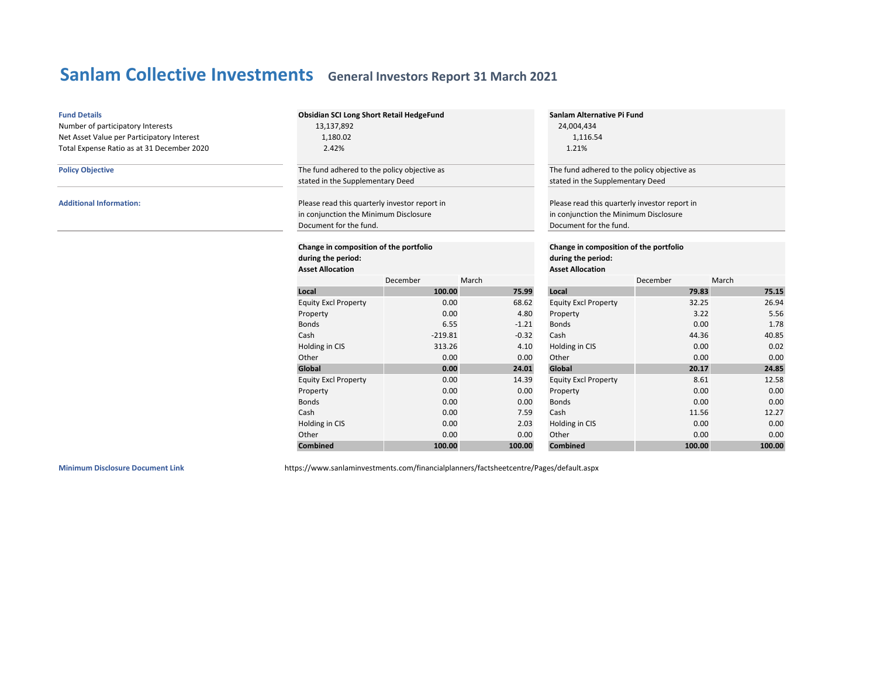# Sanlam Collective Investments

## General Investors Report 31 March 2021

| Fund Details | Obsidian SCI Long Short Retail HedgeFund | Sanlam Alternative Pi Fund |
|---|---|---|
| Number of participatory Interests | 13,137,892 | 24,004,434 |
| Net Asset Value per Participatory Interest | 1,180.02 | 1,116.54 |
| Total Expense Ratio as at 31 December 2020 | 2.42% | 1.21% |
| **Policy Objective** | The fund adhered to the policy objective as stated in the Supplementary Deed | The fund adhered to the policy objective as stated in the Supplementary Deed |
| **Additional Information:** | Please read this quarterly investor report in in conjunction the Minimum Disclosure Document for the fund. | Please read this quarterly investor report in in conjunction the Minimum Disclosure Document for the fund. |

### Obsidian SCI Long Short Retail HedgeFund

**Change in composition of the portfolio during the period:**
**Asset Allocation**

| | December | March |
|---|---|---|
| **Local** | **100.00** | **75.99** |
| Equity Excl Property | 0.00 | 68.62 |
| Property | 0.00 | 4.80 |
| Bonds | 6.55 | -1.21 |
| Cash | -219.81 | -0.32 |
| Holding in CIS | 313.26 | 4.10 |
| Other | 0.00 | 0.00 |
| **Global** | **0.00** | **24.01** |
| Equity Excl Property | 0.00 | 14.39 |
| Property | 0.00 | 0.00 |
| Bonds | 0.00 | 0.00 |
| Cash | 0.00 | 7.59 |
| Holding in CIS | 0.00 | 2.03 |
| Other | 0.00 | 0.00 |
| **Combined** | **100.00** | **100.00** |

### Sanlam Alternative Pi Fund

**Change in composition of the portfolio during the period:**
**Asset Allocation**

| | December | March |
|---|---|---|
| **Local** | **79.83** | **75.15** |
| Equity Excl Property | 32.25 | 26.94 |
| Property | 3.22 | 5.56 |
| Bonds | 0.00 | 1.78 |
| Cash | 44.36 | 40.85 |
| Holding in CIS | 0.00 | 0.02 |
| Other | 0.00 | 0.00 |
| **Global** | **20.17** | **24.85** |
| Equity Excl Property | 8.61 | 12.58 |
| Property | 0.00 | 0.00 |
| Bonds | 0.00 | 0.00 |
| Cash | 11.56 | 12.27 |
| Holding in CIS | 0.00 | 0.00 |
| Other | 0.00 | 0.00 |
| **Combined** | **100.00** | **100.00** |

**Minimum Disclosure Document Link** https://www.sanlaminvestments.com/financialplanners/factsheetcentre/Pages/default.aspx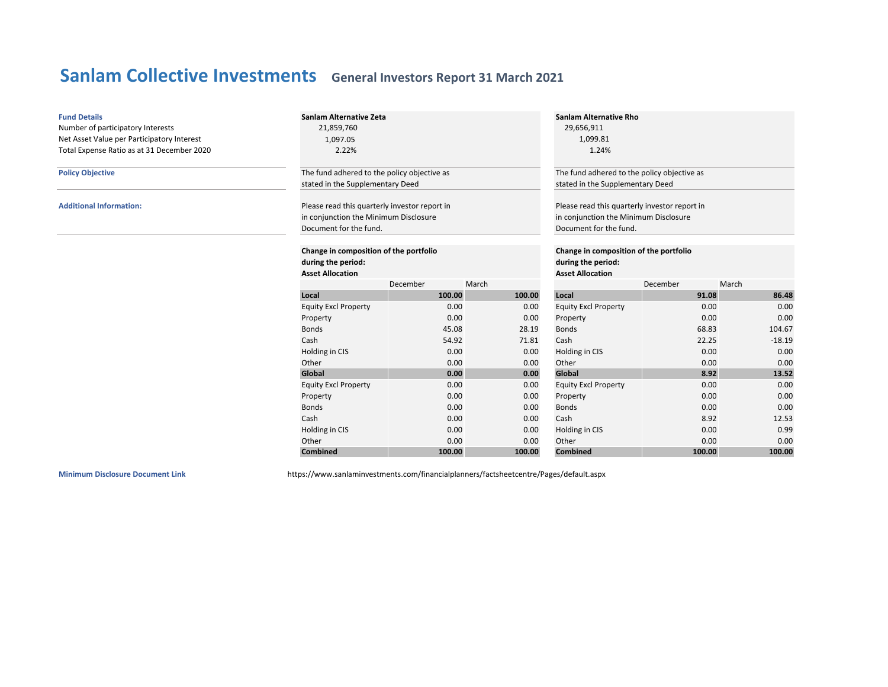# Sanlam Collective Investments

## General Investors Report 31 March 2021

| Fund Details | Sanlam Alternative Zeta | Sanlam Alternative Rho |
|---|---|---|
| Number of participatory Interests | 21,859,760 | 29,656,911 |
| Net Asset Value per Participatory Interest | 1,097.05 | 1,099.81 |
| Total Expense Ratio as at 31 December 2020 | 2.22% | 1.24% |

**Policy Objective**

- Sanlam Alternative Zeta: The fund adhered to the policy objective as stated in the Supplementary Deed
- Sanlam Alternative Rho: The fund adhered to the policy objective as stated in the Supplementary Deed

**Additional Information:**

- Sanlam Alternative Zeta: Please read this quarterly investor report in in conjunction the Minimum Disclosure Document for the fund.
- Sanlam Alternative Rho: Please read this quarterly investor report in in conjunction the Minimum Disclosure Document for the fund.

### Sanlam Alternative Zeta

**Change in composition of the portfolio during the period:**
**Asset Allocation**

| | December | March |
|---|---|---|
| **Local** | **100.00** | **100.00** |
| Equity Excl Property | 0.00 | 0.00 |
| Property | 0.00 | 0.00 |
| Bonds | 45.08 | 28.19 |
| Cash | 54.92 | 71.81 |
| Holding in CIS | 0.00 | 0.00 |
| Other | 0.00 | 0.00 |
| **Global** | **0.00** | **0.00** |
| Equity Excl Property | 0.00 | 0.00 |
| Property | 0.00 | 0.00 |
| Bonds | 0.00 | 0.00 |
| Cash | 0.00 | 0.00 |
| Holding in CIS | 0.00 | 0.00 |
| Other | 0.00 | 0.00 |
| **Combined** | **100.00** | **100.00** |

### Sanlam Alternative Rho

**Change in composition of the portfolio during the period:**
**Asset Allocation**

| | December | March |
|---|---|---|
| **Local** | **91.08** | **86.48** |
| Equity Excl Property | 0.00 | 0.00 |
| Property | 0.00 | 0.00 |
| Bonds | 68.83 | 104.67 |
| Cash | 22.25 | -18.19 |
| Holding in CIS | 0.00 | 0.00 |
| Other | 0.00 | 0.00 |
| **Global** | **8.92** | **13.52** |
| Equity Excl Property | 0.00 | 0.00 |
| Property | 0.00 | 0.00 |
| Bonds | 0.00 | 0.00 |
| Cash | 8.92 | 12.53 |
| Holding in CIS | 0.00 | 0.99 |
| Other | 0.00 | 0.00 |
| **Combined** | **100.00** | **100.00** |

**Minimum Disclosure Document Link** https://www.sanlaminvestments.com/financialplanners/factsheetcentre/Pages/default.aspx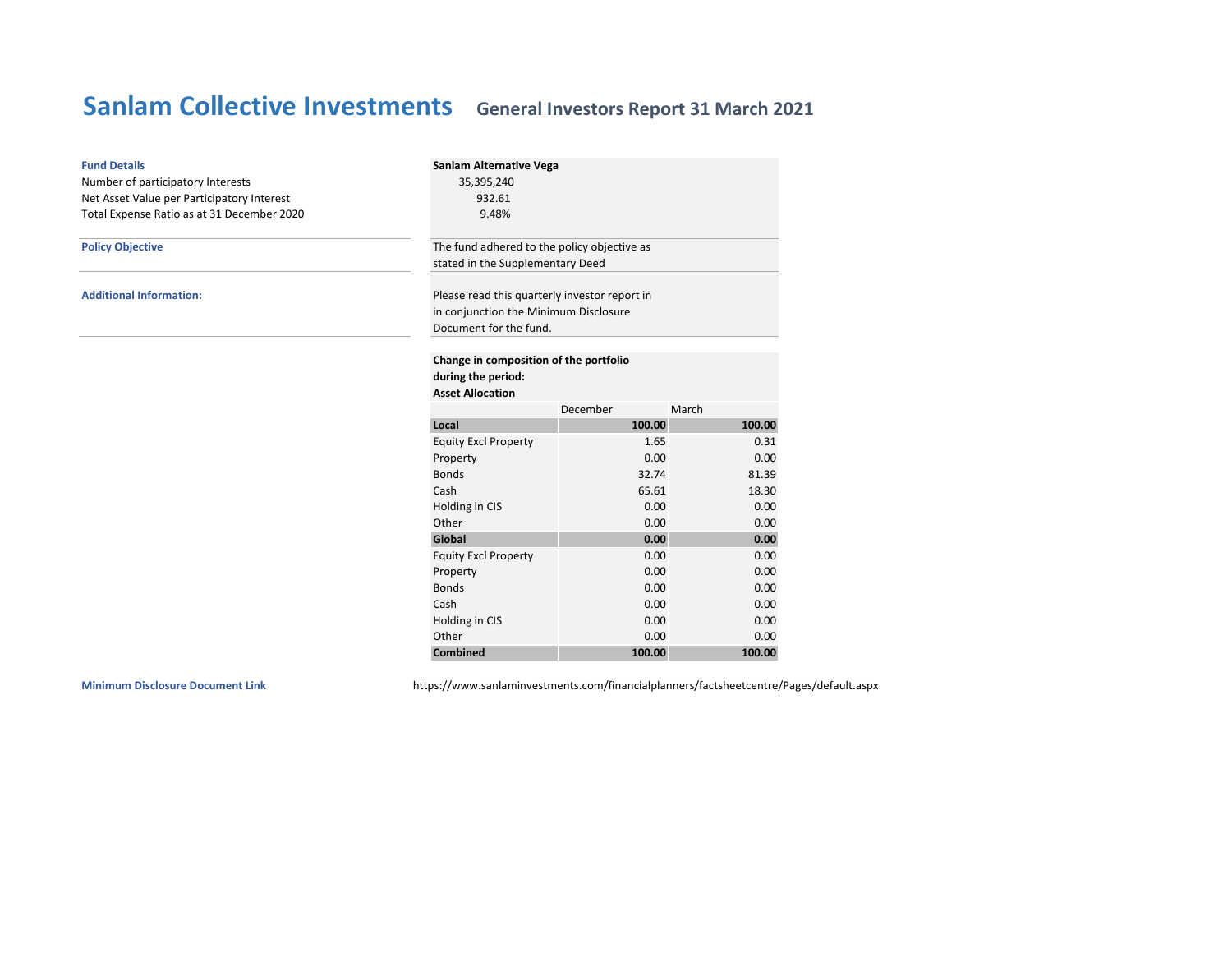# Sanlam Collective Investments

## General Investors Report 31 March 2021

| **Fund Details** | **Sanlam Alternative Vega** |
|---|---|
| Number of participatory Interests | 35,395,240 |
| Net Asset Value per Participatory Interest | 932.61 |
| Total Expense Ratio as at 31 December 2020 | 9.48% |

**Policy Objective**

The fund adhered to the policy objective as stated in the Supplementary Deed

**Additional Information:**

Please read this quarterly investor report in in conjunction the Minimum Disclosure Document for the fund.

**Change in composition of the portfolio during the period:**
**Asset Allocation**

| | December | March |
|---|---|---|
| **Local** | **100.00** | **100.00** |
| Equity Excl Property | 1.65 | 0.31 |
| Property | 0.00 | 0.00 |
| Bonds | 32.74 | 81.39 |
| Cash | 65.61 | 18.30 |
| Holding in CIS | 0.00 | 0.00 |
| Other | 0.00 | 0.00 |
| **Global** | **0.00** | **0.00** |
| Equity Excl Property | 0.00 | 0.00 |
| Property | 0.00 | 0.00 |
| Bonds | 0.00 | 0.00 |
| Cash | 0.00 | 0.00 |
| Holding in CIS | 0.00 | 0.00 |
| Other | 0.00 | 0.00 |
| **Combined** | **100.00** | **100.00** |

**Minimum Disclosure Document Link**

https://www.sanlaminvestments.com/financialplanners/factsheetcentre/Pages/default.aspx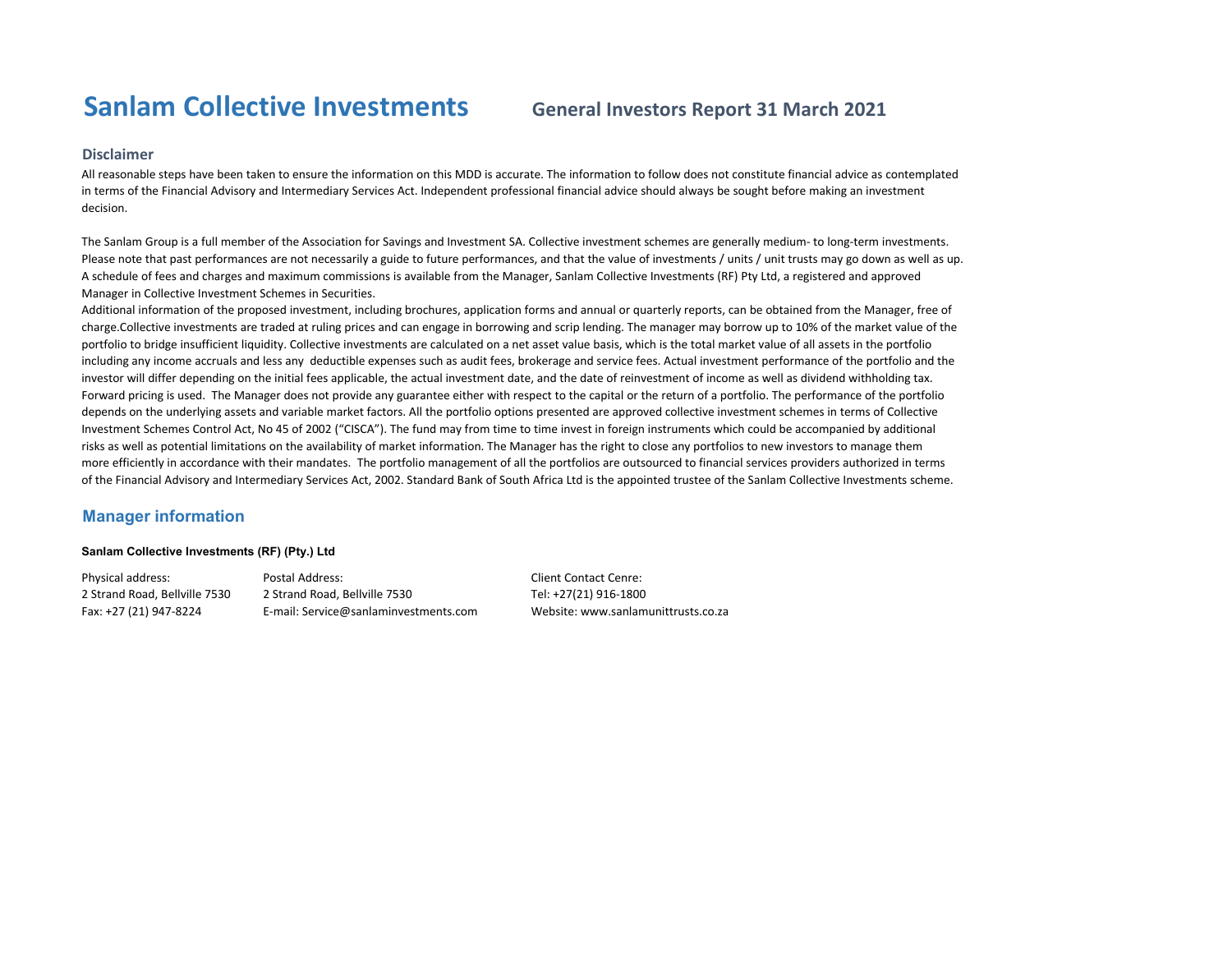# Sanlam Collective Investments

## General Investors Report 31 March 2021

### Disclaimer

All reasonable steps have been taken to ensure the information on this MDD is accurate. The information to follow does not constitute financial advice as contemplated in terms of the Financial Advisory and Intermediary Services Act. Independent professional financial advice should always be sought before making an investment decision.

The Sanlam Group is a full member of the Association for Savings and Investment SA. Collective investment schemes are generally medium- to long-term investments. Please note that past performances are not necessarily a guide to future performances, and that the value of investments / units / unit trusts may go down as well as up. A schedule of fees and charges and maximum commissions is available from the Manager, Sanlam Collective Investments (RF) Pty Ltd, a registered and approved Manager in Collective Investment Schemes in Securities.
Additional information of the proposed investment, including brochures, application forms and annual or quarterly reports, can be obtained from the Manager, free of charge.Collective investments are traded at ruling prices and can engage in borrowing and scrip lending. The manager may borrow up to 10% of the market value of the portfolio to bridge insufficient liquidity. Collective investments are calculated on a net asset value basis, which is the total market value of all assets in the portfolio including any income accruals and less any deductible expenses such as audit fees, brokerage and service fees. Actual investment performance of the portfolio and the investor will differ depending on the initial fees applicable, the actual investment date, and the date of reinvestment of income as well as dividend withholding tax. Forward pricing is used. The Manager does not provide any guarantee either with respect to the capital or the return of a portfolio. The performance of the portfolio depends on the underlying assets and variable market factors. All the portfolio options presented are approved collective investment schemes in terms of Collective Investment Schemes Control Act, No 45 of 2002 ("CISCA"). The fund may from time to time invest in foreign instruments which could be accompanied by additional risks as well as potential limitations on the availability of market information. The Manager has the right to close any portfolios to new investors to manage them more efficiently in accordance with their mandates. The portfolio management of all the portfolios are outsourced to financial services providers authorized in terms of the Financial Advisory and Intermediary Services Act, 2002. Standard Bank of South Africa Ltd is the appointed trustee of the Sanlam Collective Investments scheme.

### Manager information

**Sanlam Collective Investments (RF) (Pty.) Ltd**

| | | |
|---|---|---|
| Physical address: | Postal Address: | Client Contact Cenre: |
| 2 Strand Road, Bellville 7530 | 2 Strand Road, Bellville 7530 | Tel: +27(21) 916-1800 |
| Fax: +27 (21) 947-8224 | E-mail: Service@sanlaminvestments.com | Website: www.sanlamunittrusts.co.za |